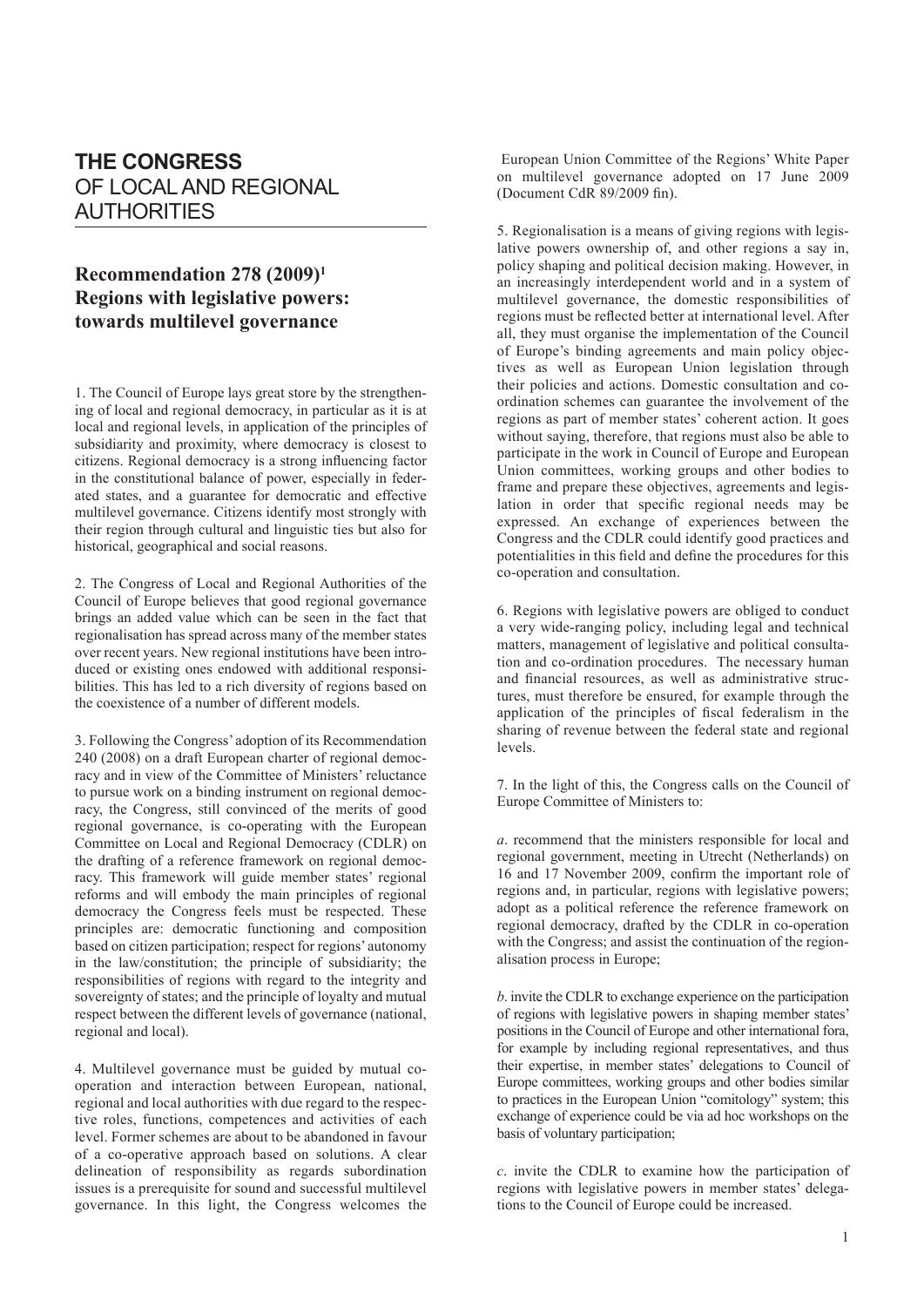# THE CONGRESS OF LOCAL AND REGIONAL AUTHORITIES

## Recommendation 278 (2009)[1] Regions with legislative powers: towards multilevel governance

1. The Council of Europe lays great store by the strengthening of local and regional democracy, in particular as it is at local and regional levels, in application of the principles of subsidiarity and proximity, where democracy is closest to citizens. Regional democracy is a strong influencing factor in the constitutional balance of power, especially in federated states, and a guarantee for democratic and effective multilevel governance. Citizens identify most strongly with their region through cultural and linguistic ties but also for historical, geographical and social reasons.

2. The Congress of Local and Regional Authorities of the Council of Europe believes that good regional governance brings an added value which can be seen in the fact that regionalisation has spread across many of the member states over recent years. New regional institutions have been introduced or existing ones endowed with additional responsibilities. This has led to a rich diversity of regions based on the coexistence of a number of different models.

3. Following the Congress' adoption of its Recommendation 240 (2008) on a draft European charter of regional democracy and in view of the Committee of Ministers' reluctance to pursue work on a binding instrument on regional democracy, the Congress, still convinced of the merits of good regional governance, is co-operating with the European Committee on Local and Regional Democracy (CDLR) on the drafting of a reference framework on regional democracy. This framework will guide member states' regional reforms and will embody the main principles of regional democracy the Congress feels must be respected. These principles are: democratic functioning and composition based on citizen participation; respect for regions' autonomy in the law/constitution; the principle of subsidiarity; the responsibilities of regions with regard to the integrity and sovereignty of states; and the principle of loyalty and mutual respect between the different levels of governance (national, regional and local).

4. Multilevel governance must be guided by mutual co-operation and interaction between European, national, regional and local authorities with due regard to the respective roles, functions, competences and activities of each level. Former schemes are about to be abandoned in favour of a co-operative approach based on solutions. A clear delineation of responsibility as regards subordination issues is a prerequisite for sound and successful multilevel governance. In this light, the Congress welcomes the European Union Committee of the Regions' White Paper on multilevel governance adopted on 17 June 2009 (Document CdR 89/2009 fin).

5. Regionalisation is a means of giving regions with legislative powers ownership of, and other regions a say in, policy shaping and political decision making. However, in an increasingly interdependent world and in a system of multilevel governance, the domestic responsibilities of regions must be reflected better at international level. After all, they must organise the implementation of the Council of Europe's binding agreements and main policy objectives as well as European Union legislation through their policies and actions. Domestic consultation and co-ordination schemes can guarantee the involvement of the regions as part of member states' coherent action. It goes without saying, therefore, that regions must also be able to participate in the work in Council of Europe and European Union committees, working groups and other bodies to frame and prepare these objectives, agreements and legislation in order that specific regional needs may be expressed. An exchange of experiences between the Congress and the CDLR could identify good practices and potentialities in this field and define the procedures for this co-operation and consultation.

6. Regions with legislative powers are obliged to conduct a very wide-ranging policy, including legal and technical matters, management of legislative and political consultation and co-ordination procedures. The necessary human and financial resources, as well as administrative structures, must therefore be ensured, for example through the application of the principles of fiscal federalism in the sharing of revenue between the federal state and regional levels.

7. In the light of this, the Congress calls on the Council of Europe Committee of Ministers to:

*a*. recommend that the ministers responsible for local and regional government, meeting in Utrecht (Netherlands) on 16 and 17 November 2009, confirm the important role of regions and, in particular, regions with legislative powers; adopt as a political reference the reference framework on regional democracy, drafted by the CDLR in co-operation with the Congress; and assist the continuation of the regionalisation process in Europe;

*b*. invite the CDLR to exchange experience on the participation of regions with legislative powers in shaping member states' positions in the Council of Europe and other international fora, for example by including regional representatives, and thus their expertise, in member states' delegations to Council of Europe committees, working groups and other bodies similar to practices in the European Union "comitology" system; this exchange of experience could be via ad hoc workshops on the basis of voluntary participation;

*c*. invite the CDLR to examine how the participation of regions with legislative powers in member states' delegations to the Council of Europe could be increased.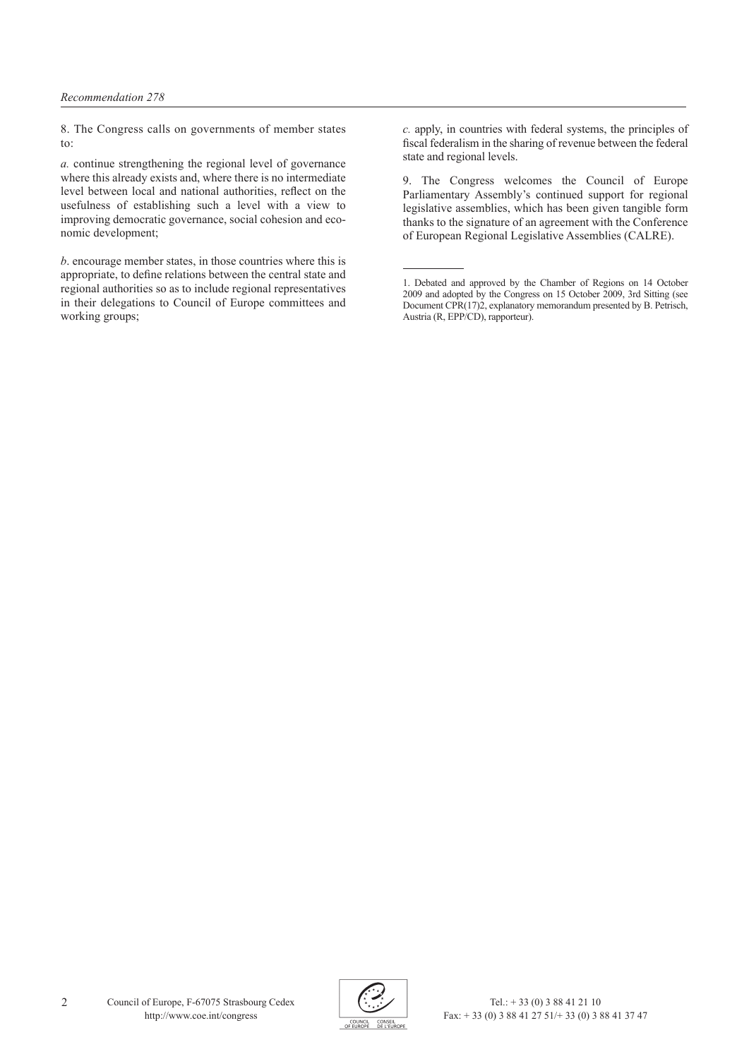8. The Congress calls on governments of member states to:

*a.* continue strengthening the regional level of governance where this already exists and, where there is no intermediate level between local and national authorities, reflect on the usefulness of establishing such a level with a view to improving democratic governance, social cohesion and economic development;

*b*. encourage member states, in those countries where this is appropriate, to define relations between the central state and regional authorities so as to include regional representatives in their delegations to Council of Europe committees and working groups;

*c.* apply, in countries with federal systems, the principles of fiscal federalism in the sharing of revenue between the federal state and regional levels.

9. The Congress welcomes the Council of Europe Parliamentary Assembly's continued support for regional legislative assemblies, which has been given tangible form thanks to the signature of an agreement with the Conference of European Regional Legislative Assemblies (CALRE).

---

1. Debated and approved by the Chamber of Regions on 14 October 2009 and adopted by the Congress on 15 October 2009, 3rd Sitting (see Document CPR(17)2, explanatory memorandum presented by B. Petrisch, Austria (R, EPP/CD), rapporteur).

Council of Europe, F-67075 Strasbourg Cedex
http://www.coe.int/congress

Tel.: + 33 (0) 3 88 41 21 10
Fax: + 33 (0) 3 88 41 27 51/+ 33 (0) 3 88 41 37 47